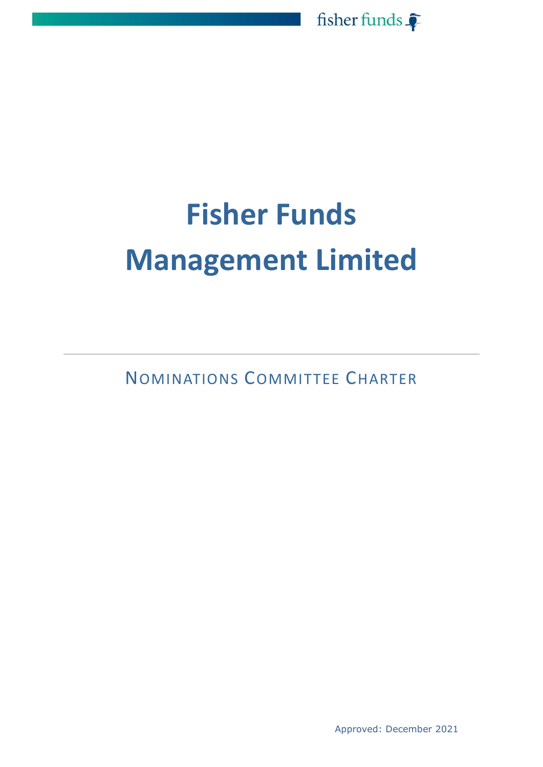# Fisher Funds Management Limited

NOMINATIONS COMMITTEE CHARTER

Approved: December 2021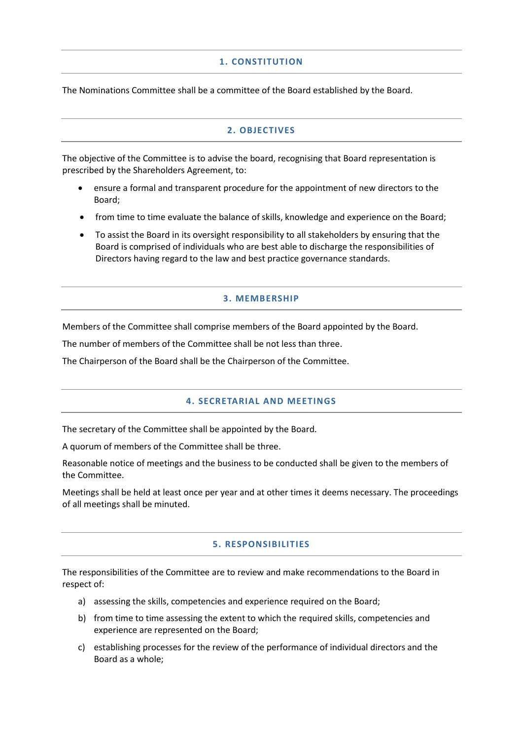## 1. CONSTITUTION

The Nominations Committee shall be a committee of the Board established by the Board.

## 2. OBJECTIVES

The objective of the Committee is to advise the board, recognising that Board representation is prescribed by the Shareholders Agreement, to:

- ensure a formal and transparent procedure for the appointment of new directors to the Board;
- from time to time evaluate the balance of skills, knowledge and experience on the Board;
- To assist the Board in its oversight responsibility to all stakeholders by ensuring that the Board is comprised of individuals who are best able to discharge the responsibilities of Directors having regard to the law and best practice governance standards.

## 3. MEMBERSHIP

Members of the Committee shall comprise members of the Board appointed by the Board.

The number of members of the Committee shall be not less than three.

The Chairperson of the Board shall be the Chairperson of the Committee.

## 4. SECRETARIAL AND MEETINGS

The secretary of the Committee shall be appointed by the Board.

A quorum of members of the Committee shall be three.

Reasonable notice of meetings and the business to be conducted shall be given to the members of the Committee.

Meetings shall be held at least once per year and at other times it deems necessary. The proceedings of all meetings shall be minuted.

## 5. RESPONSIBILITIES

The responsibilities of the Committee are to review and make recommendations to the Board in respect of:

a) assessing the skills, competencies and experience required on the Board;

b) from time to time assessing the extent to which the required skills, competencies and experience are represented on the Board;

c) establishing processes for the review of the performance of individual directors and the Board as a whole;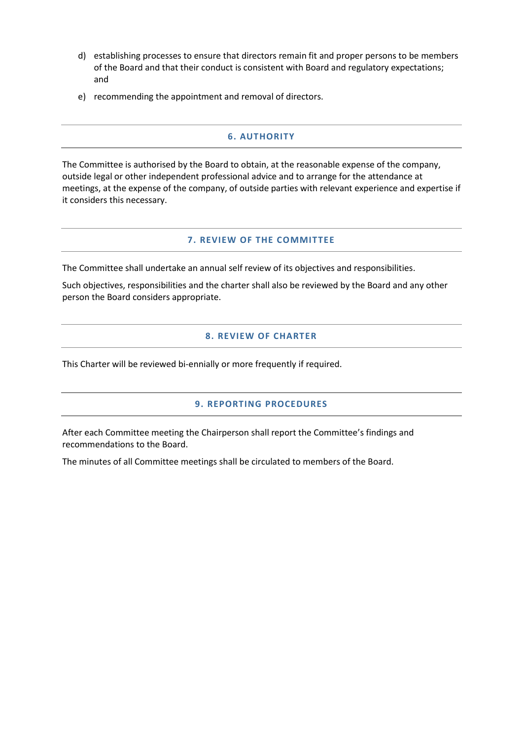d) establishing processes to ensure that directors remain fit and proper persons to be members of the Board and that their conduct is consistent with Board and regulatory expectations; and

e) recommending the appointment and removal of directors.

## 6. AUTHORITY

The Committee is authorised by the Board to obtain, at the reasonable expense of the company, outside legal or other independent professional advice and to arrange for the attendance at meetings, at the expense of the company, of outside parties with relevant experience and expertise if it considers this necessary.

## 7. REVIEW OF THE COMMITTEE

The Committee shall undertake an annual self review of its objectives and responsibilities.

Such objectives, responsibilities and the charter shall also be reviewed by the Board and any other person the Board considers appropriate.

## 8. REVIEW OF CHARTER

This Charter will be reviewed bi-ennially or more frequently if required.

## 9. REPORTING PROCEDURES

After each Committee meeting the Chairperson shall report the Committee's findings and recommendations to the Board.

The minutes of all Committee meetings shall be circulated to members of the Board.